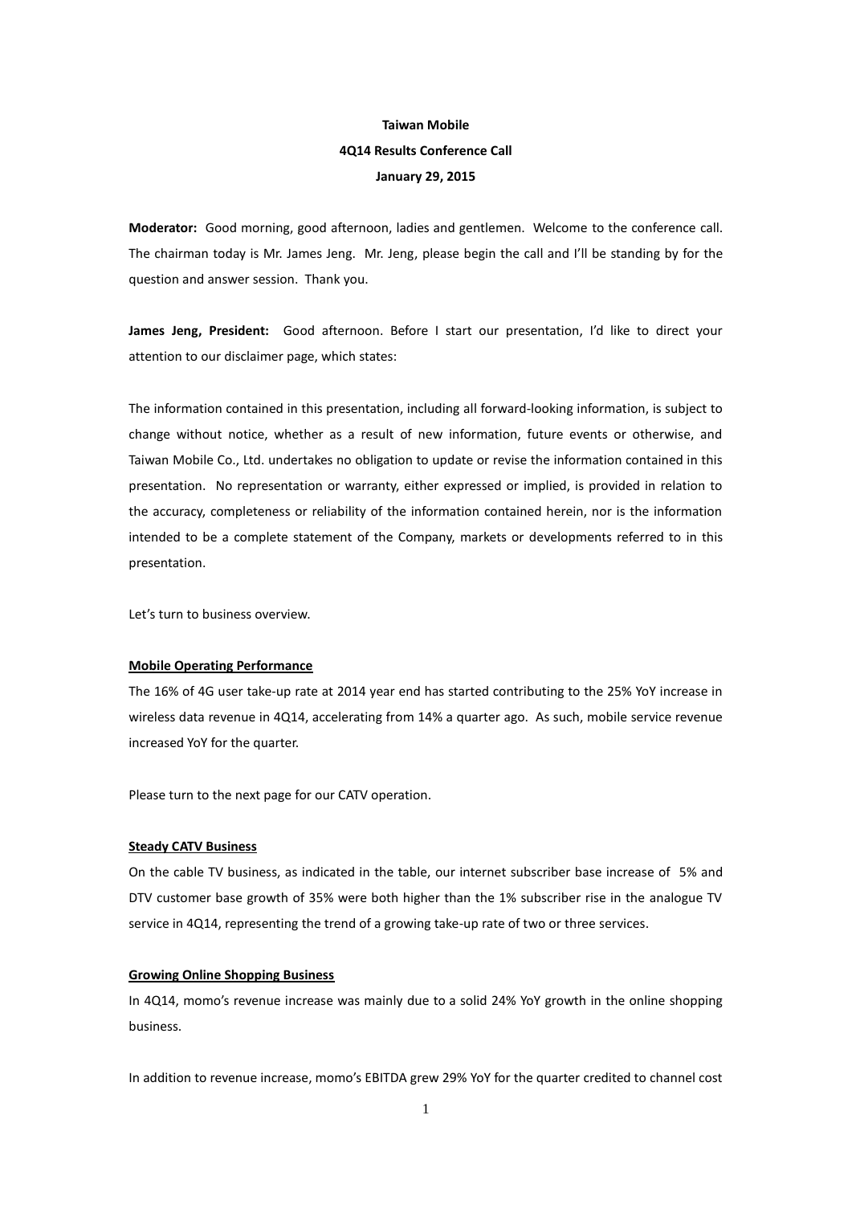**Taiwan Mobile**

**4Q14 Results Conference Call**

**January 29, 2015**

**Moderator:** Good morning, good afternoon, ladies and gentlemen. Welcome to the conference call. The chairman today is Mr. James Jeng. Mr. Jeng, please begin the call and I'll be standing by for the question and answer session. Thank you.

**James Jeng, President:** Good afternoon. Before I start our presentation, I'd like to direct your attention to our disclaimer page, which states:

The information contained in this presentation, including all forward-looking information, is subject to change without notice, whether as a result of new information, future events or otherwise, and Taiwan Mobile Co., Ltd. undertakes no obligation to update or revise the information contained in this presentation. No representation or warranty, either expressed or implied, is provided in relation to the accuracy, completeness or reliability of the information contained herein, nor is the information intended to be a complete statement of the Company, markets or developments referred to in this presentation.

Let's turn to business overview.

**Mobile Operating Performance**

The 16% of 4G user take-up rate at 2014 year end has started contributing to the 25% YoY increase in wireless data revenue in 4Q14, accelerating from 14% a quarter ago. As such, mobile service revenue increased YoY for the quarter.

Please turn to the next page for our CATV operation.

**Steady CATV Business**

On the cable TV business, as indicated in the table, our internet subscriber base increase of 5% and DTV customer base growth of 35% were both higher than the 1% subscriber rise in the analogue TV service in 4Q14, representing the trend of a growing take-up rate of two or three services.

**Growing Online Shopping Business**

In 4Q14, momo's revenue increase was mainly due to a solid 24% YoY growth in the online shopping business.

In addition to revenue increase, momo's EBITDA grew 29% YoY for the quarter credited to channel cost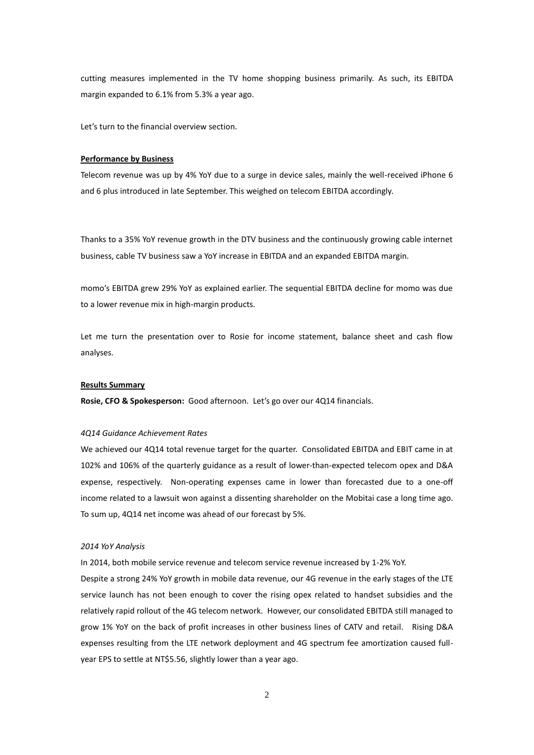cutting measures implemented in the TV home shopping business primarily. As such, its EBITDA margin expanded to 6.1% from 5.3% a year ago.

Let's turn to the financial overview section.

**Performance by Business**

Telecom revenue was up by 4% YoY due to a surge in device sales, mainly the well-received iPhone 6 and 6 plus introduced in late September. This weighed on telecom EBITDA accordingly.

Thanks to a 35% YoY revenue growth in the DTV business and the continuously growing cable internet business, cable TV business saw a YoY increase in EBITDA and an expanded EBITDA margin.

momo's EBITDA grew 29% YoY as explained earlier. The sequential EBITDA decline for momo was due to a lower revenue mix in high-margin products.

Let me turn the presentation over to Rosie for income statement, balance sheet and cash flow analyses.

**Results Summary**

**Rosie, CFO & Spokesperson:** Good afternoon. Let's go over our 4Q14 financials.

*4Q14 Guidance Achievement Rates*

We achieved our 4Q14 total revenue target for the quarter. Consolidated EBITDA and EBIT came in at 102% and 106% of the quarterly guidance as a result of lower-than-expected telecom opex and D&A expense, respectively. Non-operating expenses came in lower than forecasted due to a one-off income related to a lawsuit won against a dissenting shareholder on the Mobitai case a long time ago. To sum up, 4Q14 net income was ahead of our forecast by 5%.

*2014 YoY Analysis*

In 2014, both mobile service revenue and telecom service revenue increased by 1-2% YoY.

Despite a strong 24% YoY growth in mobile data revenue, our 4G revenue in the early stages of the LTE service launch has not been enough to cover the rising opex related to handset subsidies and the relatively rapid rollout of the 4G telecom network. However, our consolidated EBITDA still managed to grow 1% YoY on the back of profit increases in other business lines of CATV and retail. Rising D&A expenses resulting from the LTE network deployment and 4G spectrum fee amortization caused full-year EPS to settle at NT$5.56, slightly lower than a year ago.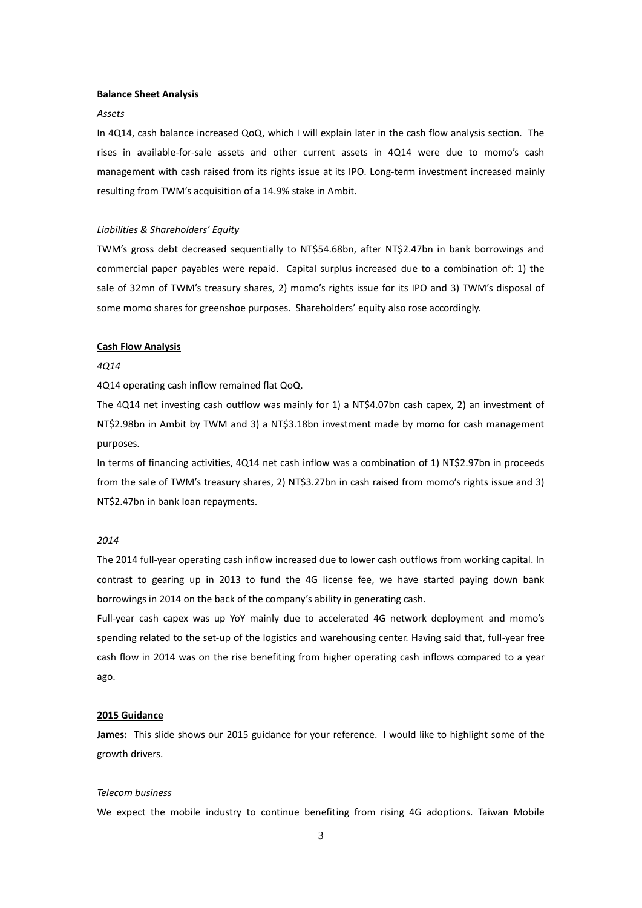## Balance Sheet Analysis

*Assets*

In 4Q14, cash balance increased QoQ, which I will explain later in the cash flow analysis section. The rises in available-for-sale assets and other current assets in 4Q14 were due to momo's cash management with cash raised from its rights issue at its IPO. Long-term investment increased mainly resulting from TWM's acquisition of a 14.9% stake in Ambit.

*Liabilities & Shareholders' Equity*

TWM's gross debt decreased sequentially to NT$54.68bn, after NT$2.47bn in bank borrowings and commercial paper payables were repaid. Capital surplus increased due to a combination of: 1) the sale of 32mn of TWM's treasury shares, 2) momo's rights issue for its IPO and 3) TWM's disposal of some momo shares for greenshoe purposes. Shareholders' equity also rose accordingly.

## Cash Flow Analysis

*4Q14*

4Q14 operating cash inflow remained flat QoQ.

The 4Q14 net investing cash outflow was mainly for 1) a NT$4.07bn cash capex, 2) an investment of NT$2.98bn in Ambit by TWM and 3) a NT$3.18bn investment made by momo for cash management purposes.

In terms of financing activities, 4Q14 net cash inflow was a combination of 1) NT$2.97bn in proceeds from the sale of TWM's treasury shares, 2) NT$3.27bn in cash raised from momo's rights issue and 3) NT$2.47bn in bank loan repayments.

*2014*

The 2014 full-year operating cash inflow increased due to lower cash outflows from working capital. In contrast to gearing up in 2013 to fund the 4G license fee, we have started paying down bank borrowings in 2014 on the back of the company's ability in generating cash.

Full-year cash capex was up YoY mainly due to accelerated 4G network deployment and momo's spending related to the set-up of the logistics and warehousing center. Having said that, full-year free cash flow in 2014 was on the rise benefiting from higher operating cash inflows compared to a year ago.

## 2015 Guidance

**James:** This slide shows our 2015 guidance for your reference. I would like to highlight some of the growth drivers.

*Telecom business*

We expect the mobile industry to continue benefiting from rising 4G adoptions. Taiwan Mobile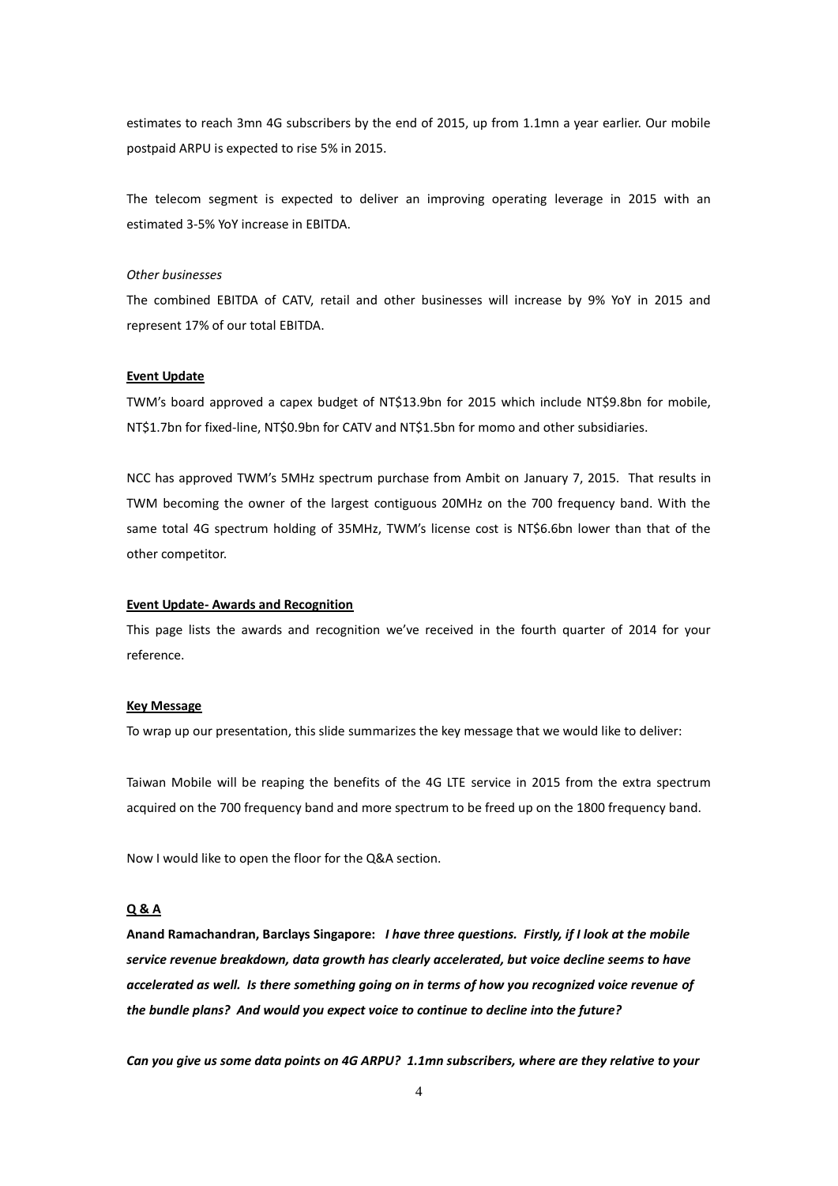estimates to reach 3mn 4G subscribers by the end of 2015, up from 1.1mn a year earlier. Our mobile postpaid ARPU is expected to rise 5% in 2015.

The telecom segment is expected to deliver an improving operating leverage in 2015 with an estimated 3-5% YoY increase in EBITDA.

*Other businesses*

The combined EBITDA of CATV, retail and other businesses will increase by 9% YoY in 2015 and represent 17% of our total EBITDA.

**Event Update**

TWM's board approved a capex budget of NT$13.9bn for 2015 which include NT$9.8bn for mobile, NT$1.7bn for fixed-line, NT$0.9bn for CATV and NT$1.5bn for momo and other subsidiaries.

NCC has approved TWM's 5MHz spectrum purchase from Ambit on January 7, 2015. That results in TWM becoming the owner of the largest contiguous 20MHz on the 700 frequency band. With the same total 4G spectrum holding of 35MHz, TWM's license cost is NT$6.6bn lower than that of the other competitor.

**Event Update- Awards and Recognition**

This page lists the awards and recognition we've received in the fourth quarter of 2014 for your reference.

**Key Message**

To wrap up our presentation, this slide summarizes the key message that we would like to deliver:

Taiwan Mobile will be reaping the benefits of the 4G LTE service in 2015 from the extra spectrum acquired on the 700 frequency band and more spectrum to be freed up on the 1800 frequency band.

Now I would like to open the floor for the Q&A section.

**Q & A**

**Anand Ramachandran, Barclays Singapore:** ***I have three questions. Firstly, if I look at the mobile service revenue breakdown, data growth has clearly accelerated, but voice decline seems to have accelerated as well. Is there something going on in terms of how you recognized voice revenue of the bundle plans? And would you expect voice to continue to decline into the future?***

***Can you give us some data points on 4G ARPU? 1.1mn subscribers, where are they relative to your***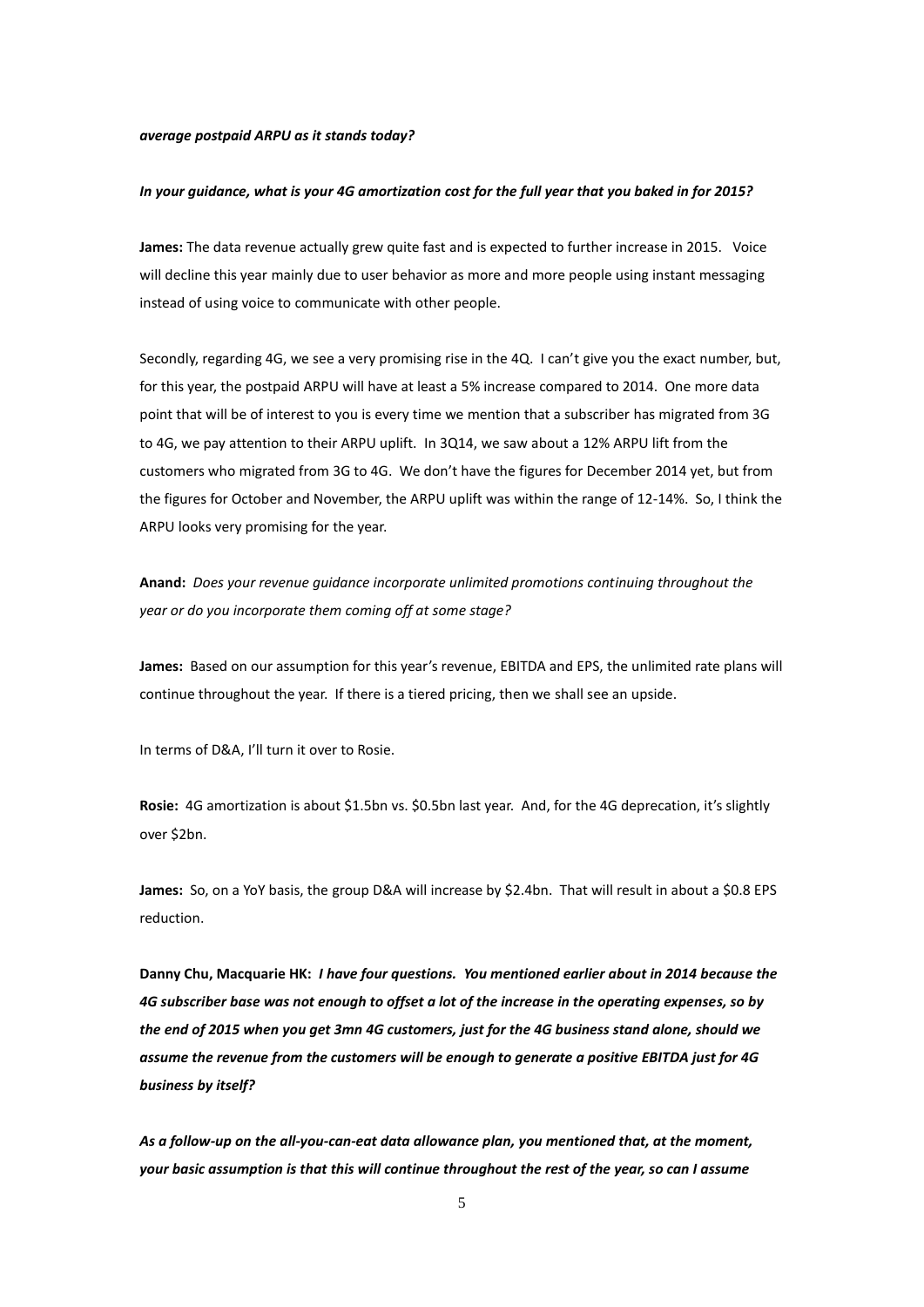***average postpaid ARPU as it stands today?***

***In your guidance, what is your 4G amortization cost for the full year that you baked in for 2015?***

**James:** The data revenue actually grew quite fast and is expected to further increase in 2015. Voice will decline this year mainly due to user behavior as more and more people using instant messaging instead of using voice to communicate with other people.

Secondly, regarding 4G, we see a very promising rise in the 4Q. I can't give you the exact number, but, for this year, the postpaid ARPU will have at least a 5% increase compared to 2014. One more data point that will be of interest to you is every time we mention that a subscriber has migrated from 3G to 4G, we pay attention to their ARPU uplift. In 3Q14, we saw about a 12% ARPU lift from the customers who migrated from 3G to 4G. We don't have the figures for December 2014 yet, but from the figures for October and November, the ARPU uplift was within the range of 12-14%. So, I think the ARPU looks very promising for the year.

**Anand:** *Does your revenue guidance incorporate unlimited promotions continuing throughout the year or do you incorporate them coming off at some stage?*

**James:** Based on our assumption for this year's revenue, EBITDA and EPS, the unlimited rate plans will continue throughout the year. If there is a tiered pricing, then we shall see an upside.

In terms of D&A, I'll turn it over to Rosie.

**Rosie:** 4G amortization is about $1.5bn vs. $0.5bn last year. And, for the 4G deprecation, it's slightly over $2bn.

**James:** So, on a YoY basis, the group D&A will increase by $2.4bn. That will result in about a $0.8 EPS reduction.

**Danny Chu, Macquarie HK:** ***I have four questions. You mentioned earlier about in 2014 because the 4G subscriber base was not enough to offset a lot of the increase in the operating expenses, so by the end of 2015 when you get 3mn 4G customers, just for the 4G business stand alone, should we assume the revenue from the customers will be enough to generate a positive EBITDA just for 4G business by itself?***

***As a follow-up on the all-you-can-eat data allowance plan, you mentioned that, at the moment, your basic assumption is that this will continue throughout the rest of the year, so can I assume***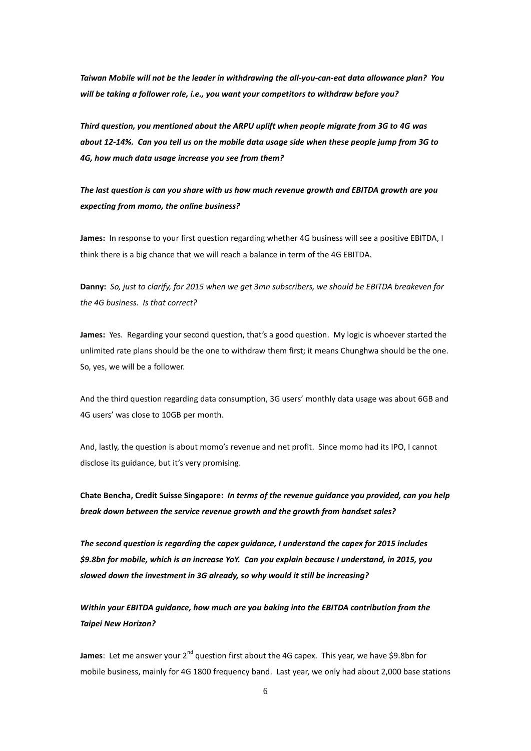*Taiwan Mobile will not be the leader in withdrawing the all-you-can-eat data allowance plan? You will be taking a follower role, i.e., you want your competitors to withdraw before you?*

*Third question, you mentioned about the ARPU uplift when people migrate from 3G to 4G was about 12-14%. Can you tell us on the mobile data usage side when these people jump from 3G to 4G, how much data usage increase you see from them?*

*The last question is can you share with us how much revenue growth and EBITDA growth are you expecting from momo, the online business?*

**James:** In response to your first question regarding whether 4G business will see a positive EBITDA, I think there is a big chance that we will reach a balance in term of the 4G EBITDA.

**Danny:** *So, just to clarify, for 2015 when we get 3mn subscribers, we should be EBITDA breakeven for the 4G business. Is that correct?*

**James:** Yes. Regarding your second question, that's a good question. My logic is whoever started the unlimited rate plans should be the one to withdraw them first; it means Chunghwa should be the one. So, yes, we will be a follower.

And the third question regarding data consumption, 3G users' monthly data usage was about 6GB and 4G users' was close to 10GB per month.

And, lastly, the question is about momo's revenue and net profit. Since momo had its IPO, I cannot disclose its guidance, but it's very promising.

**Chate Bencha, Credit Suisse Singapore:** ***In terms of the revenue guidance you provided, can you help break down between the service revenue growth and the growth from handset sales?***

***The second question is regarding the capex guidance, I understand the capex for 2015 includes $9.8bn for mobile, which is an increase YoY. Can you explain because I understand, in 2015, you slowed down the investment in 3G already, so why would it still be increasing?***

***Within your EBITDA guidance, how much are you baking into the EBITDA contribution from the Taipei New Horizon?***

**James**: Let me answer your 2nd question first about the 4G capex. This year, we have $9.8bn for mobile business, mainly for 4G 1800 frequency band. Last year, we only had about 2,000 base stations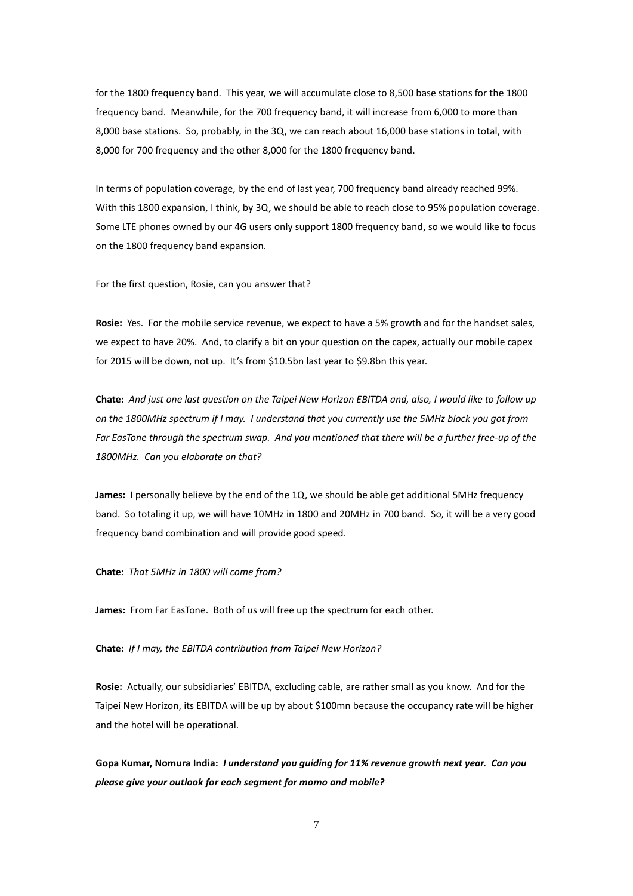for the 1800 frequency band. This year, we will accumulate close to 8,500 base stations for the 1800 frequency band. Meanwhile, for the 700 frequency band, it will increase from 6,000 to more than 8,000 base stations. So, probably, in the 3Q, we can reach about 16,000 base stations in total, with 8,000 for 700 frequency and the other 8,000 for the 1800 frequency band.

In terms of population coverage, by the end of last year, 700 frequency band already reached 99%. With this 1800 expansion, I think, by 3Q, we should be able to reach close to 95% population coverage. Some LTE phones owned by our 4G users only support 1800 frequency band, so we would like to focus on the 1800 frequency band expansion.

For the first question, Rosie, can you answer that?

**Rosie:** Yes. For the mobile service revenue, we expect to have a 5% growth and for the handset sales, we expect to have 20%. And, to clarify a bit on your question on the capex, actually our mobile capex for 2015 will be down, not up. It's from $10.5bn last year to $9.8bn this year.

**Chate:** *And just one last question on the Taipei New Horizon EBITDA and, also, I would like to follow up on the 1800MHz spectrum if I may. I understand that you currently use the 5MHz block you got from Far EasTone through the spectrum swap. And you mentioned that there will be a further free-up of the 1800MHz. Can you elaborate on that?*

**James:** I personally believe by the end of the 1Q, we should be able get additional 5MHz frequency band. So totaling it up, we will have 10MHz in 1800 and 20MHz in 700 band. So, it will be a very good frequency band combination and will provide good speed.

**Chate**: *That 5MHz in 1800 will come from?*

**James:** From Far EasTone. Both of us will free up the spectrum for each other.

**Chate:** *If I may, the EBITDA contribution from Taipei New Horizon?*

**Rosie:** Actually, our subsidiaries' EBITDA, excluding cable, are rather small as you know. And for the Taipei New Horizon, its EBITDA will be up by about $100mn because the occupancy rate will be higher and the hotel will be operational.

**Gopa Kumar, Nomura India:** ***I understand you guiding for 11% revenue growth next year. Can you please give your outlook for each segment for momo and mobile?***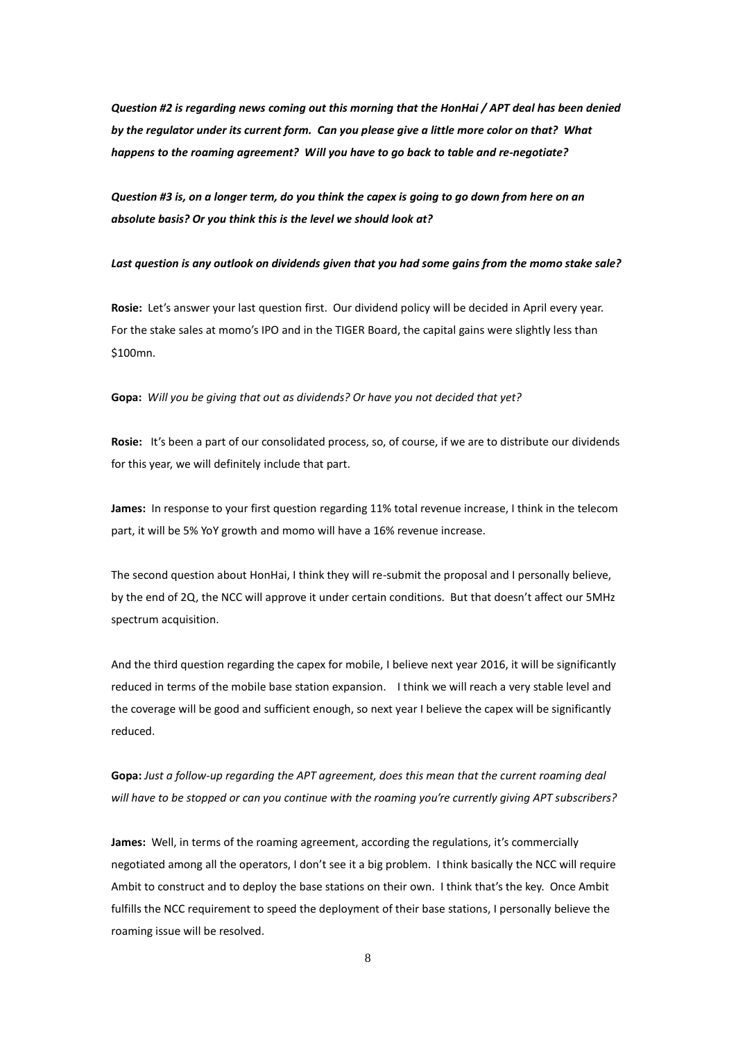***Question #2 is regarding news coming out this morning that the HonHai / APT deal has been denied by the regulator under its current form. Can you please give a little more color on that? What happens to the roaming agreement? Will you have to go back to table and re-negotiate?***

***Question #3 is, on a longer term, do you think the capex is going to go down from here on an absolute basis? Or you think this is the level we should look at?***

***Last question is any outlook on dividends given that you had some gains from the momo stake sale?***

**Rosie:** Let's answer your last question first. Our dividend policy will be decided in April every year. For the stake sales at momo's IPO and in the TIGER Board, the capital gains were slightly less than \$100mn.

**Gopa:** *Will you be giving that out as dividends? Or have you not decided that yet?*

**Rosie:** It's been a part of our consolidated process, so, of course, if we are to distribute our dividends for this year, we will definitely include that part.

**James:** In response to your first question regarding 11% total revenue increase, I think in the telecom part, it will be 5% YoY growth and momo will have a 16% revenue increase.

The second question about HonHai, I think they will re-submit the proposal and I personally believe, by the end of 2Q, the NCC will approve it under certain conditions. But that doesn't affect our 5MHz spectrum acquisition.

And the third question regarding the capex for mobile, I believe next year 2016, it will be significantly reduced in terms of the mobile base station expansion. I think we will reach a very stable level and the coverage will be good and sufficient enough, so next year I believe the capex will be significantly reduced.

**Gopa:** *Just a follow-up regarding the APT agreement, does this mean that the current roaming deal will have to be stopped or can you continue with the roaming you're currently giving APT subscribers?*

**James:** Well, in terms of the roaming agreement, according the regulations, it's commercially negotiated among all the operators, I don't see it a big problem. I think basically the NCC will require Ambit to construct and to deploy the base stations on their own. I think that's the key. Once Ambit fulfills the NCC requirement to speed the deployment of their base stations, I personally believe the roaming issue will be resolved.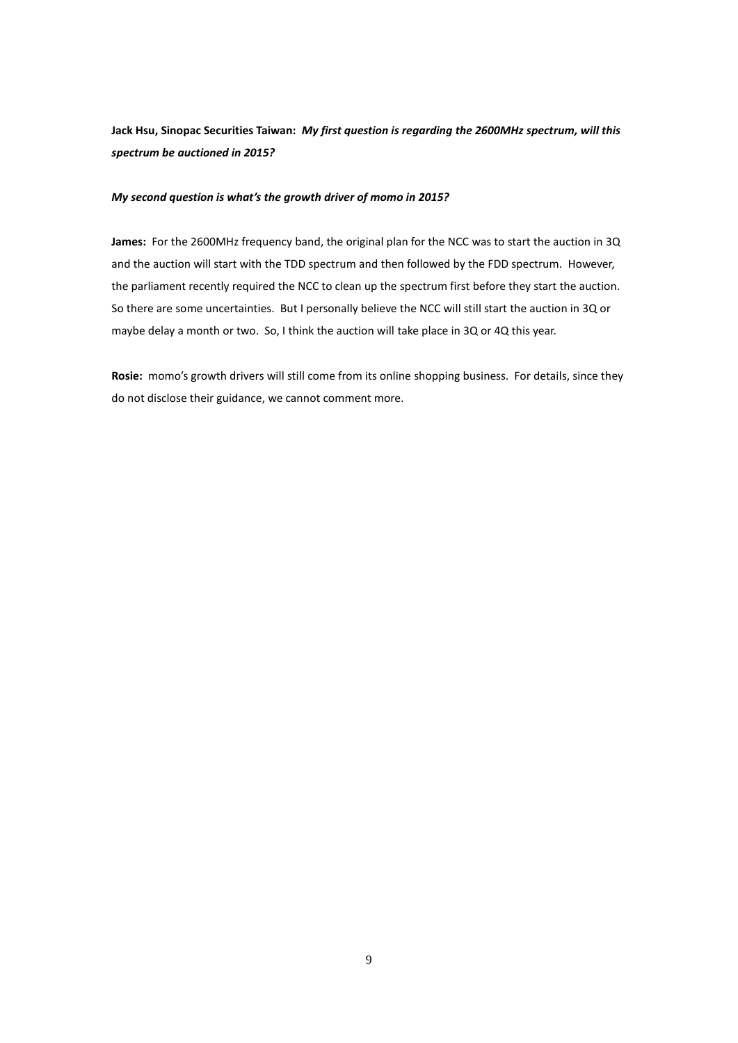**Jack Hsu, Sinopac Securities Taiwan:** ***My first question is regarding the 2600MHz spectrum, will this spectrum be auctioned in 2015?***

***My second question is what's the growth driver of momo in 2015?***

**James:** For the 2600MHz frequency band, the original plan for the NCC was to start the auction in 3Q and the auction will start with the TDD spectrum and then followed by the FDD spectrum. However, the parliament recently required the NCC to clean up the spectrum first before they start the auction. So there are some uncertainties. But I personally believe the NCC will still start the auction in 3Q or maybe delay a month or two. So, I think the auction will take place in 3Q or 4Q this year.

**Rosie:** momo's growth drivers will still come from its online shopping business. For details, since they do not disclose their guidance, we cannot comment more.